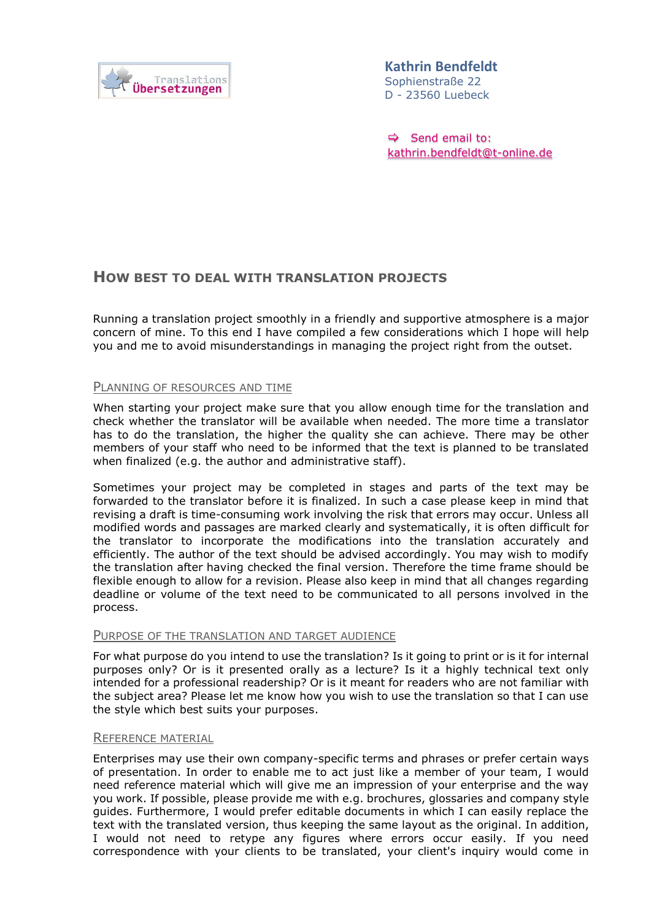Translations Übersetzungen

**Kathrin Bendfeldt**
Sophienstraße 22
D - 23560 Luebeck

⇨ Send email to: kathrin.bendfeldt@t-online.de

# How best to deal with translation projects

Running a translation project smoothly in a friendly and supportive atmosphere is a major concern of mine. To this end I have compiled a few considerations which I hope will help you and me to avoid misunderstandings in managing the project right from the outset.

## Planning of resources and time

When starting your project make sure that you allow enough time for the translation and check whether the translator will be available when needed. The more time a translator has to do the translation, the higher the quality she can achieve. There may be other members of your staff who need to be informed that the text is planned to be translated when finalized (e.g. the author and administrative staff).

Sometimes your project may be completed in stages and parts of the text may be forwarded to the translator before it is finalized. In such a case please keep in mind that revising a draft is time-consuming work involving the risk that errors may occur. Unless all modified words and passages are marked clearly and systematically, it is often difficult for the translator to incorporate the modifications into the translation accurately and efficiently. The author of the text should be advised accordingly. You may wish to modify the translation after having checked the final version. Therefore the time frame should be flexible enough to allow for a revision. Please also keep in mind that all changes regarding deadline or volume of the text need to be communicated to all persons involved in the process.

## Purpose of the translation and target audience

For what purpose do you intend to use the translation? Is it going to print or is it for internal purposes only? Or is it presented orally as a lecture? Is it a highly technical text only intended for a professional readership? Or is it meant for readers who are not familiar with the subject area? Please let me know how you wish to use the translation so that I can use the style which best suits your purposes.

## Reference material

Enterprises may use their own company-specific terms and phrases or prefer certain ways of presentation. In order to enable me to act just like a member of your team, I would need reference material which will give me an impression of your enterprise and the way you work. If possible, please provide me with e.g. brochures, glossaries and company style guides. Furthermore, I would prefer editable documents in which I can easily replace the text with the translated version, thus keeping the same layout as the original. In addition, I would not need to retype any figures where errors occur easily. If you need correspondence with your clients to be translated, your client's inquiry would come in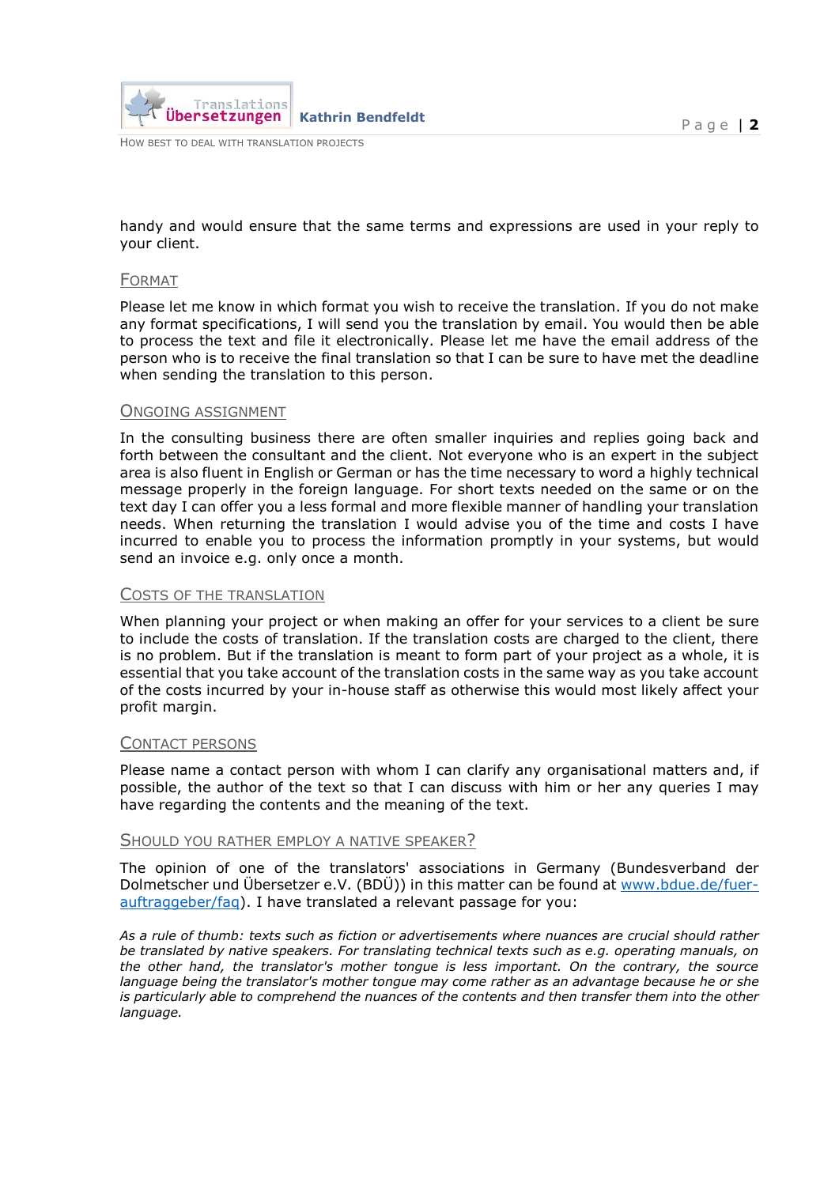handy and would ensure that the same terms and expressions are used in your reply to your client.

## Format

Please let me know in which format you wish to receive the translation. If you do not make any format specifications, I will send you the translation by email. You would then be able to process the text and file it electronically. Please let me have the email address of the person who is to receive the final translation so that I can be sure to have met the deadline when sending the translation to this person.

## Ongoing assignment

In the consulting business there are often smaller inquiries and replies going back and forth between the consultant and the client. Not everyone who is an expert in the subject area is also fluent in English or German or has the time necessary to word a highly technical message properly in the foreign language. For short texts needed on the same or on the text day I can offer you a less formal and more flexible manner of handling your translation needs. When returning the translation I would advise you of the time and costs I have incurred to enable you to process the information promptly in your systems, but would send an invoice e.g. only once a month.

## Costs of the translation

When planning your project or when making an offer for your services to a client be sure to include the costs of translation. If the translation costs are charged to the client, there is no problem. But if the translation is meant to form part of your project as a whole, it is essential that you take account of the translation costs in the same way as you take account of the costs incurred by your in-house staff as otherwise this would most likely affect your profit margin.

## Contact persons

Please name a contact person with whom I can clarify any organisational matters and, if possible, the author of the text so that I can discuss with him or her any queries I may have regarding the contents and the meaning of the text.

## Should you rather employ a native speaker?

The opinion of one of the translators' associations in Germany (Bundesverband der Dolmetscher und Übersetzer e.V. (BDÜ)) in this matter can be found at [www.bdue.de/fuer-auftraggeber/faq](www.bdue.de/fuer-auftraggeber/faq)). I have translated a relevant passage for you:

*As a rule of thumb: texts such as fiction or advertisements where nuances are crucial should rather be translated by native speakers. For translating technical texts such as e.g. operating manuals, on the other hand, the translator's mother tongue is less important. On the contrary, the source language being the translator's mother tongue may come rather as an advantage because he or she is particularly able to comprehend the nuances of the contents and then transfer them into the other language.*